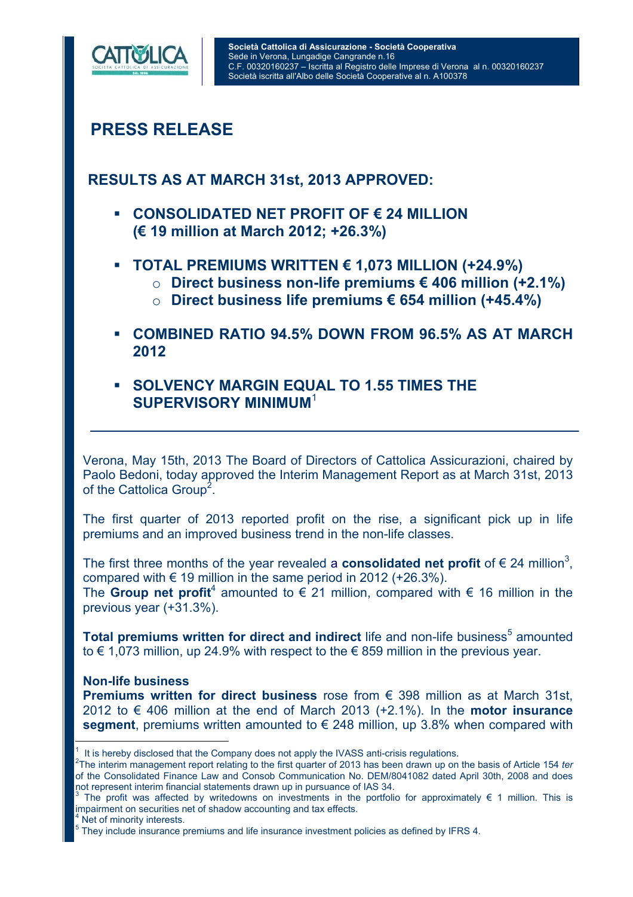Società Cattolica di Assicurazione - Società Cooperativa
Sede in Verona, Lungadige Cangrande n.16
C.F. 00320160237 – Iscritta al Registro delle Imprese di Verona al n. 00320160237
Società iscritta all'Albo delle Società Cooperative al n. A100378

# PRESS RELEASE

## RESULTS AS AT MARCH 31st, 2013 APPROVED:

- **CONSOLIDATED NET PROFIT OF € 24 MILLION (€ 19 million at March 2012; +26.3%)**
- **TOTAL PREMIUMS WRITTEN € 1,073 MILLION (+24.9%)**
  - **Direct business non-life premiums € 406 million (+2.1%)**
  - **Direct business life premiums € 654 million (+45.4%)**
- **COMBINED RATIO 94.5% DOWN FROM 96.5% AS AT MARCH 2012**
- **SOLVENCY MARGIN EQUAL TO 1.55 TIMES THE SUPERVISORY MINIMUM**[1]

---

Verona, May 15th, 2013 The Board of Directors of Cattolica Assicurazioni, chaired by Paolo Bedoni, today approved the Interim Management Report as at March 31st, 2013 of the Cattolica Group[2].

The first quarter of 2013 reported profit on the rise, a significant pick up in life premiums and an improved business trend in the non-life classes.

The first three months of the year revealed a **consolidated net profit** of € 24 million[3], compared with € 19 million in the same period in 2012 (+26.3%).
The **Group net profit**[4] amounted to € 21 million, compared with € 16 million in the previous year (+31.3%).

**Total premiums written for direct and indirect** life and non-life business[5] amounted to € 1,073 million, up 24.9% with respect to the € 859 million in the previous year.

**Non-life business**
**Premiums written for direct business** rose from € 398 million as at March 31st, 2012 to € 406 million at the end of March 2013 (+2.1%). In the **motor insurance segment**, premiums written amounted to € 248 million, up 3.8% when compared with

---

[1] It is hereby disclosed that the Company does not apply the IVASS anti-crisis regulations.
[2] The interim management report relating to the first quarter of 2013 has been drawn up on the basis of Article 154 *ter* of the Consolidated Finance Law and Consob Communication No. DEM/8041082 dated April 30th, 2008 and does not represent interim financial statements drawn up in pursuance of IAS 34.
[3] The profit was affected by writedowns on investments in the portfolio for approximately € 1 million. This is impairment on securities net of shadow accounting and tax effects.
[4] Net of minority interests.
[5] They include insurance premiums and life insurance investment policies as defined by IFRS 4.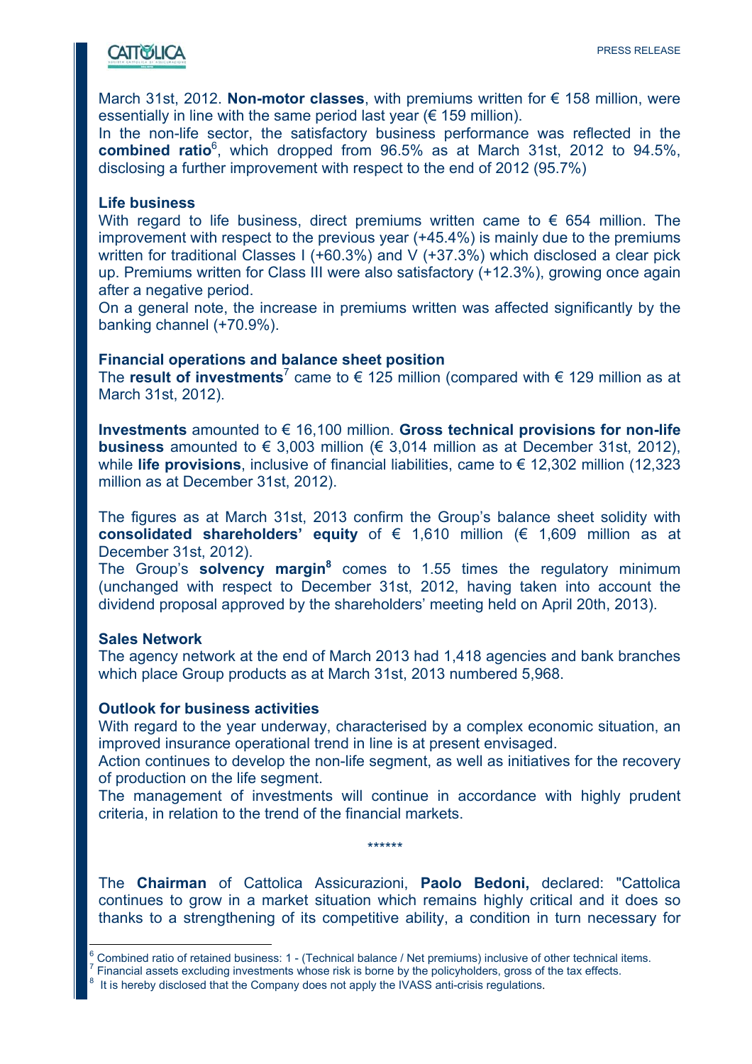March 31st, 2012. **Non-motor classes**, with premiums written for € 158 million, were essentially in line with the same period last year (€ 159 million).

In the non-life sector, the satisfactory business performance was reflected in the **combined ratio**[6], which dropped from 96.5% as at March 31st, 2012 to 94.5%, disclosing a further improvement with respect to the end of 2012 (95.7%)

**Life business**

With regard to life business, direct premiums written came to € 654 million. The improvement with respect to the previous year (+45.4%) is mainly due to the premiums written for traditional Classes I (+60.3%) and V (+37.3%) which disclosed a clear pick up. Premiums written for Class III were also satisfactory (+12.3%), growing once again after a negative period.

On a general note, the increase in premiums written was affected significantly by the banking channel (+70.9%).

**Financial operations and balance sheet position**

The **result of investments**[7] came to € 125 million (compared with € 129 million as at March 31st, 2012).

**Investments** amounted to € 16,100 million. **Gross technical provisions for non-life business** amounted to € 3,003 million (€ 3,014 million as at December 31st, 2012), while **life provisions**, inclusive of financial liabilities, came to € 12,302 million (12,323 million as at December 31st, 2012).

The figures as at March 31st, 2013 confirm the Group's balance sheet solidity with **consolidated shareholders' equity** of € 1,610 million (€ 1,609 million as at December 31st, 2012).

The Group's **solvency margin**[8] comes to 1.55 times the regulatory minimum (unchanged with respect to December 31st, 2012, having taken into account the dividend proposal approved by the shareholders' meeting held on April 20th, 2013).

**Sales Network**

The agency network at the end of March 2013 had 1,418 agencies and bank branches which place Group products as at March 31st, 2013 numbered 5,968.

**Outlook for business activities**

With regard to the year underway, characterised by a complex economic situation, an improved insurance operational trend in line is at present envisaged.

Action continues to develop the non-life segment, as well as initiatives for the recovery of production on the life segment.

The management of investments will continue in accordance with highly prudent criteria, in relation to the trend of the financial markets.

******

The **Chairman** of Cattolica Assicurazioni, **Paolo Bedoni,** declared: "Cattolica continues to grow in a market situation which remains highly critical and it does so thanks to a strengthening of its competitive ability, a condition in turn necessary for

---

[6] Combined ratio of retained business: 1 - (Technical balance / Net premiums) inclusive of other technical items.

[7] Financial assets excluding investments whose risk is borne by the policyholders, gross of the tax effects.

[8] It is hereby disclosed that the Company does not apply the IVASS anti-crisis regulations.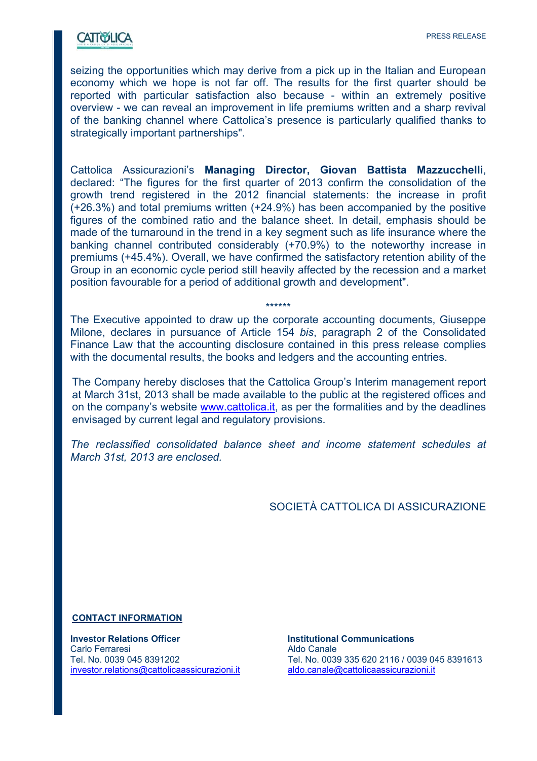seizing the opportunities which may derive from a pick up in the Italian and European economy which we hope is not far off. The results for the first quarter should be reported with particular satisfaction also because - within an extremely positive overview - we can reveal an improvement in life premiums written and a sharp revival of the banking channel where Cattolica's presence is particularly qualified thanks to strategically important partnerships".

Cattolica Assicurazioni's **Managing Director, Giovan Battista Mazzucchelli**, declared: "The figures for the first quarter of 2013 confirm the consolidation of the growth trend registered in the 2012 financial statements: the increase in profit (+26.3%) and total premiums written (+24.9%) has been accompanied by the positive figures of the combined ratio and the balance sheet. In detail, emphasis should be made of the turnaround in the trend in a key segment such as life insurance where the banking channel contributed considerably (+70.9%) to the noteworthy increase in premiums (+45.4%). Overall, we have confirmed the satisfactory retention ability of the Group in an economic cycle period still heavily affected by the recession and a market position favourable for a period of additional growth and development".

******

The Executive appointed to draw up the corporate accounting documents, Giuseppe Milone, declares in pursuance of Article 154 *bis*, paragraph 2 of the Consolidated Finance Law that the accounting disclosure contained in this press release complies with the documental results, the books and ledgers and the accounting entries.

The Company hereby discloses that the Cattolica Group's Interim management report at March 31st, 2013 shall be made available to the public at the registered offices and on the company's website www.cattolica.it, as per the formalities and by the deadlines envisaged by current legal and regulatory provisions.

*The reclassified consolidated balance sheet and income statement schedules at March 31st, 2013 are enclosed.*

SOCIETÀ CATTOLICA DI ASSICURAZIONE

**CONTACT INFORMATION**

**Investor Relations Officer**
Carlo Ferraresi
Tel. No. 0039 045 8391202
investor.relations@cattolicaassicurazioni.it

**Institutional Communications**
Aldo Canale
Tel. No. 0039 335 620 2116 / 0039 045 8391613
aldo.canale@cattolicaassicurazioni.it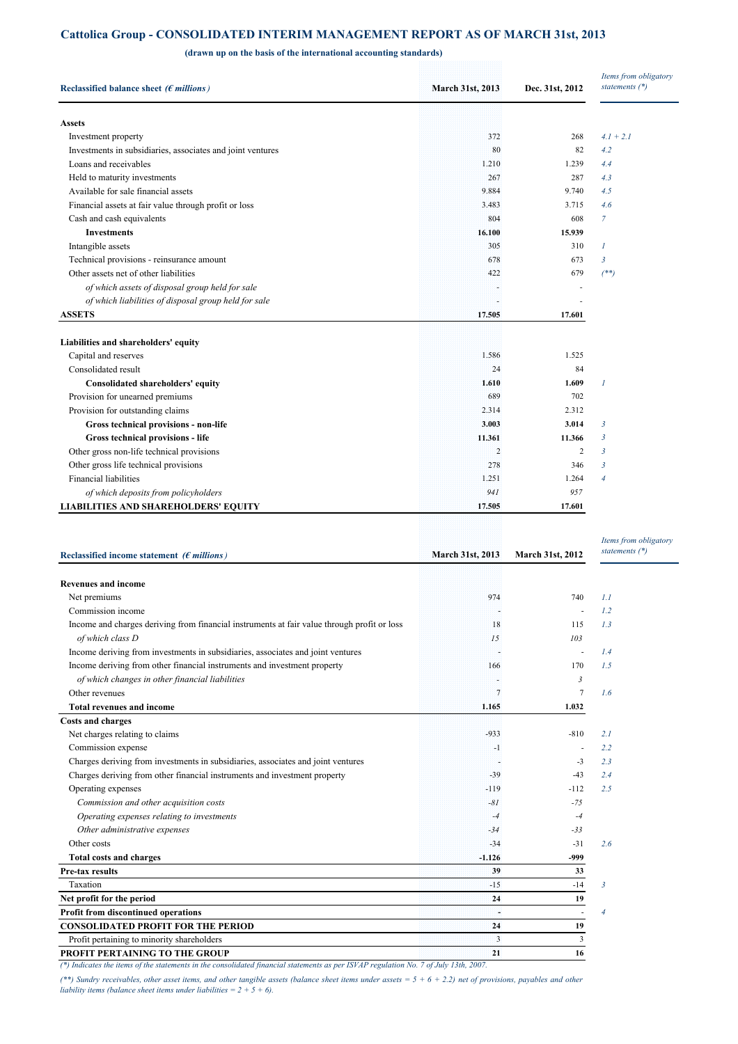## Cattolica Group - CONSOLIDATED INTERIM MANAGEMENT REPORT AS OF MARCH 31st, 2013

**(drawn up on the basis of the international accounting standards)**

| Reclassified balance sheet *(€ millions)* | March 31st, 2013 | Dec. 31st, 2012 | *Items from obligatory statements (\*)* |
|---|---|---|---|
| **Assets** | | | |
| Investment property | 372 | 268 | *4.1 + 2.1* |
| Investments in subsidiaries, associates and joint ventures | 80 | 82 | *4.2* |
| Loans and receivables | 1.210 | 1.239 | *4.4* |
| Held to maturity investments | 267 | 287 | *4.3* |
| Available for sale financial assets | 9.884 | 9.740 | *4.5* |
| Financial assets at fair value through profit or loss | 3.483 | 3.715 | *4.6* |
| Cash and cash equivalents | 804 | 608 | *7* |
| **Investments** | **16.100** | **15.939** | |
| Intangible assets | 305 | 310 | *1* |
| Technical provisions - reinsurance amount | 678 | 673 | *3* |
| Other assets net of other liabilities | 422 | 679 | *(\*\*)* |
| *of which assets of disposal group held for sale* | - | - | |
| *of which liabilities of disposal group held for sale* | - | - | |
| **ASSETS** | **17.505** | **17.601** | |
| **Liabilities and shareholders' equity** | | | |
| Capital and reserves | 1.586 | 1.525 | |
| Consolidated result | 24 | 84 | |
| **Consolidated shareholders' equity** | **1.610** | **1.609** | *1* |
| Provision for unearned premiums | 689 | 702 | |
| Provision for outstanding claims | 2.314 | 2.312 | |
| **Gross technical provisions - non-life** | **3.003** | **3.014** | *3* |
| **Gross technical provisions - life** | **11.361** | **11.366** | *3* |
| Other gross non-life technical provisions | 2 | 2 | *3* |
| Other gross life technical provisions | 278 | 346 | *3* |
| Financial liabilities | 1.251 | 1.264 | *4* |
| *of which deposits from policyholders* | *941* | *957* | |
| **LIABILITIES AND SHAREHOLDERS' EQUITY** | **17.505** | **17.601** | |

| Reclassified income statement *(€ millions)* | March 31st, 2013 | March 31st, 2012 | *Items from obligatory statements (\*)* |
|---|---|---|---|
| **Revenues and income** | | | |
| Net premiums | 974 | 740 | *1.1* |
| Commission income | - | - | *1.2* |
| Income and charges deriving from financial instruments at fair value through profit or loss | 18 | 115 | *1.3* |
| *of which class D* | *15* | *103* | |
| Income deriving from investments in subsidiaries, associates and joint ventures | - | - | *1.4* |
| Income deriving from other financial instruments and investment property | 166 | 170 | *1.5* |
| *of which changes in other financial liabilities* | - | *3* | |
| Other revenues | 7 | 7 | *1.6* |
| **Total revenues and income** | **1.165** | **1.032** | |
| **Costs and charges** | | | |
| Net charges relating to claims | -933 | -810 | *2.1* |
| Commission expense | -1 | - | *2.2* |
| Charges deriving from investments in subsidiaries, associates and joint ventures | - | -3 | *2.3* |
| Charges deriving from other financial instruments and investment property | -39 | -43 | *2.4* |
| Operating expenses | -119 | -112 | *2.5* |
| *Commission and other acquisition costs* | *-81* | *-75* | |
| *Operating expenses relating to investments* | *-4* | *-4* | |
| *Other administrative expenses* | *-34* | *-33* | |
| Other costs | -34 | -31 | *2.6* |
| **Total costs and charges** | **-1.126** | **-999** | |
| **Pre-tax results** | **39** | **33** | |
| Taxation | -15 | -14 | *3* |
| **Net profit for the period** | **24** | **19** | |
| **Profit from discontinued operations** | **-** | - | *4* |
| **CONSOLIDATED PROFIT FOR THE PERIOD** | **24** | **19** | |
| Profit pertaining to minority shareholders | 3 | 3 | |
| **PROFIT PERTAINING TO THE GROUP** | **21** | **16** | |

*(\*) Indicates the items of the statements in the consolidated financial statements as per ISVAP regulation No. 7 of July 13th, 2007.*

*(\*\*) Sundry receivables, other asset items, and other tangible assets (balance sheet items under assets = 5 + 6 + 2.2) net of provisions, payables and other liability items (balance sheet items under liabilities = 2 + 5 + 6).*